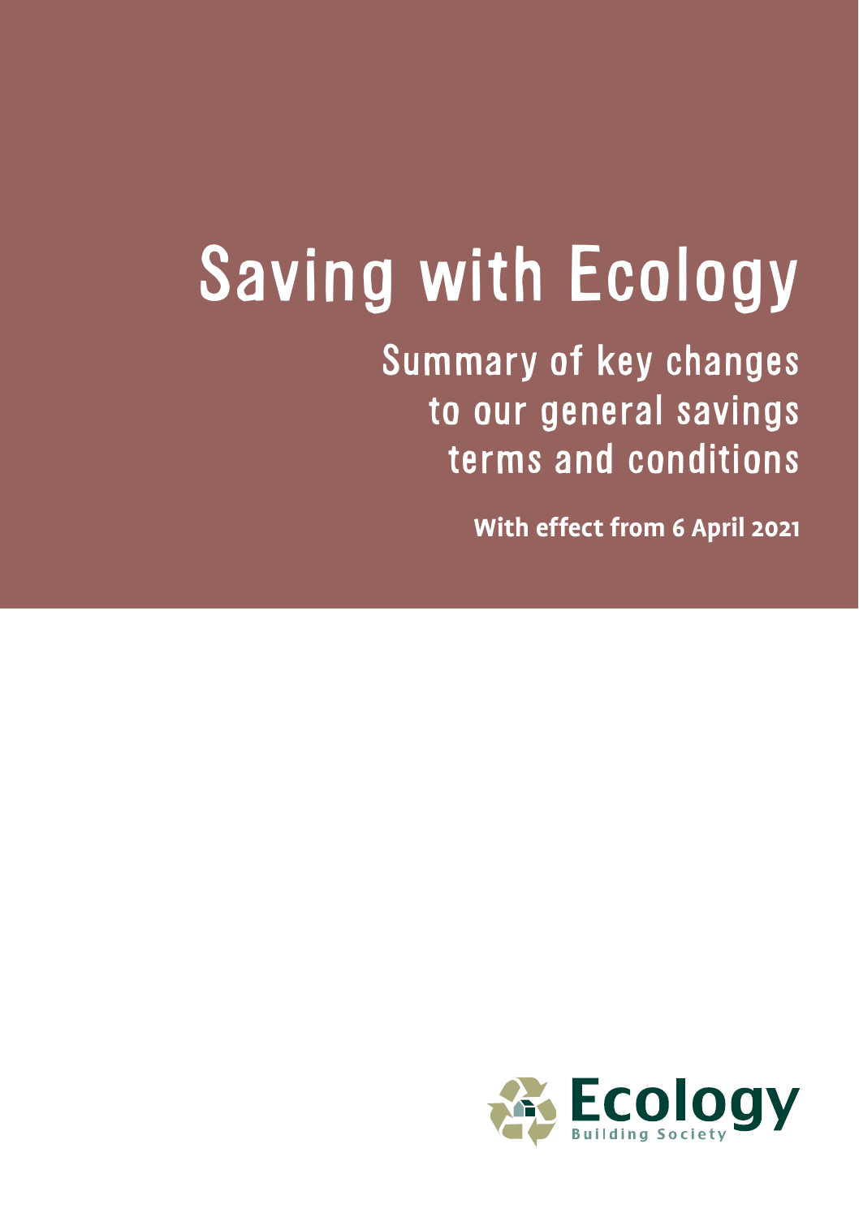# Saving with Ecology

## Summary of key changes to our general savings terms and conditions

**With effect from 6 April 2021**

Ecology Building Society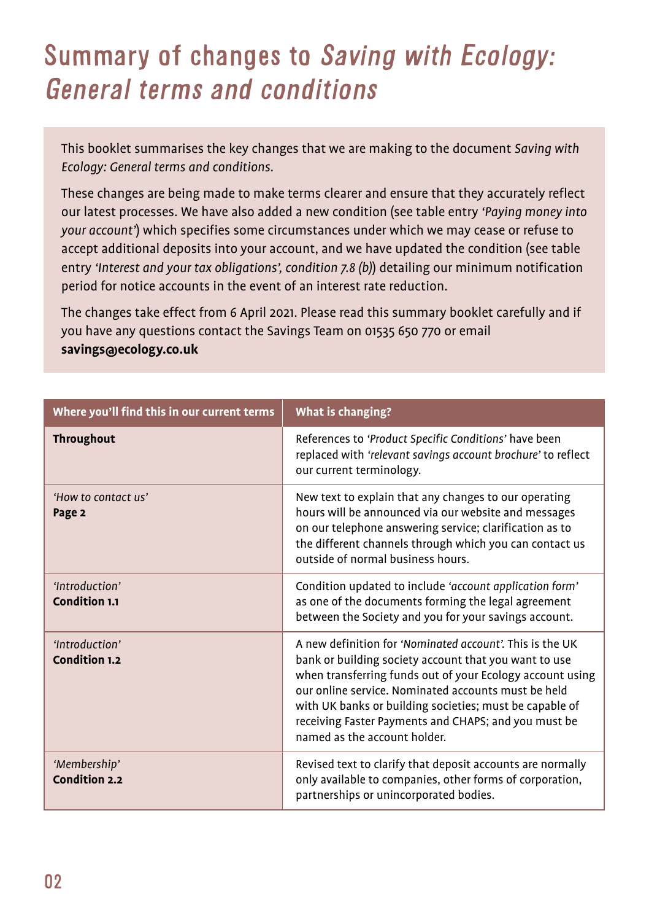# Summary of changes to *Saving with Ecology: General terms and conditions*

This booklet summarises the key changes that we are making to the document *Saving with Ecology: General terms and conditions.*

These changes are being made to make terms clearer and ensure that they accurately reflect our latest processes. We have also added a new condition (see table entry *'Paying money into your account'*) which specifies some circumstances under which we may cease or refuse to accept additional deposits into your account, and we have updated the condition (see table entry *'Interest and your tax obligations', condition 7.8 (b)*) detailing our minimum notification period for notice accounts in the event of an interest rate reduction.

The changes take effect from 6 April 2021. Please read this summary booklet carefully and if you have any questions contact the Savings Team on 01535 650 770 or email **savings@ecology.co.uk**

| Where you'll find this in our current terms | What is changing? |
|---|---|
| **Throughout** | References to *'Product Specific Conditions'* have been replaced with *'relevant savings account brochure'* to reflect our current terminology. |
| *'How to contact us'* **Page 2** | New text to explain that any changes to our operating hours will be announced via our website and messages on our telephone answering service; clarification as to the different channels through which you can contact us outside of normal business hours. |
| *'Introduction'* **Condition 1.1** | Condition updated to include *'account application form'* as one of the documents forming the legal agreement between the Society and you for your savings account. |
| *'Introduction'* **Condition 1.2** | A new definition for *'Nominated account'*. This is the UK bank or building society account that you want to use when transferring funds out of your Ecology account using our online service. Nominated accounts must be held with UK banks or building societies; must be capable of receiving Faster Payments and CHAPS; and you must be named as the account holder. |
| *'Membership'* **Condition 2.2** | Revised text to clarify that deposit accounts are normally only available to companies, other forms of corporation, partnerships or unincorporated bodies. |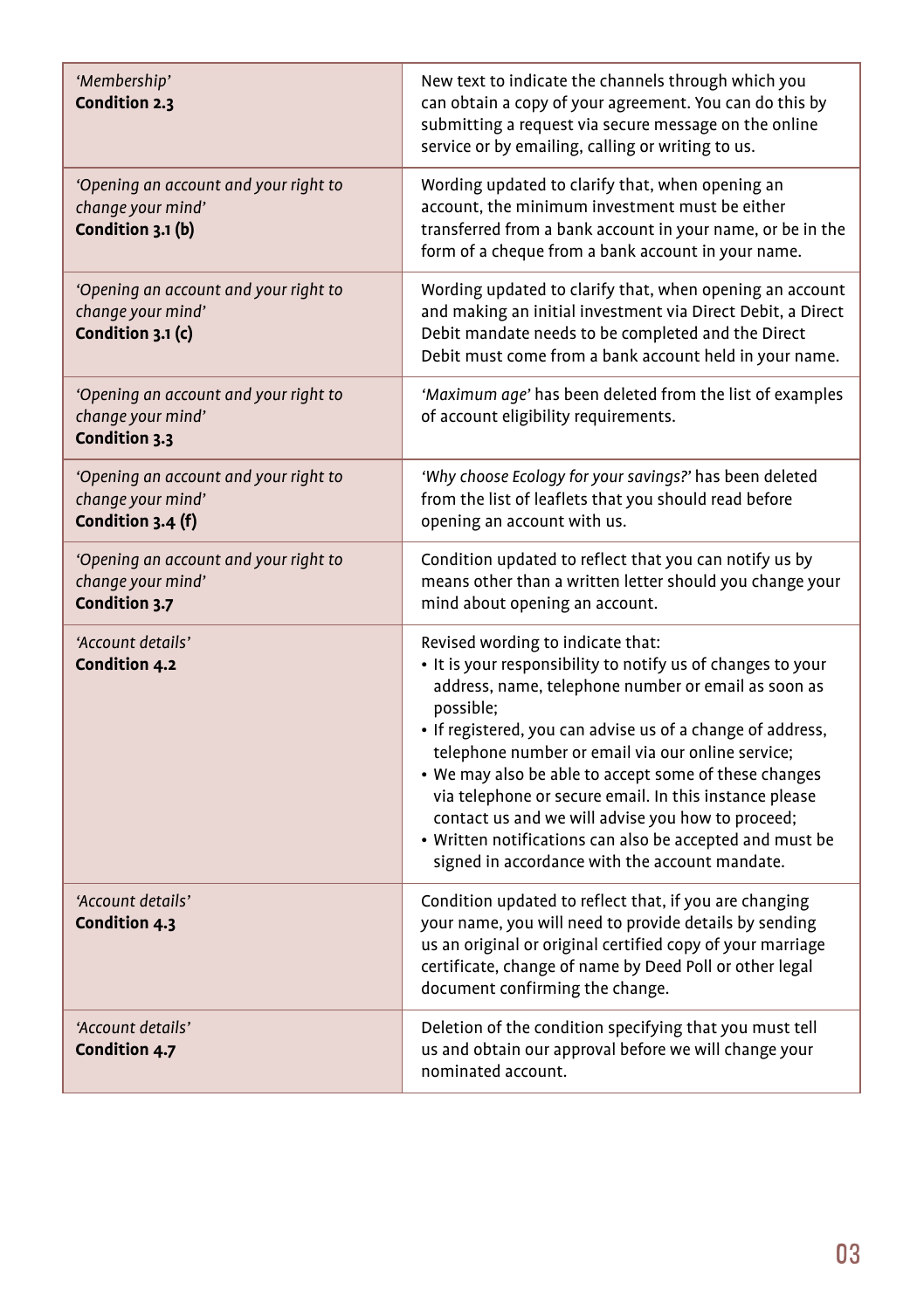| | |
|---|---|
| *'Membership'*<br>**Condition 2.3** | New text to indicate the channels through which you can obtain a copy of your agreement. You can do this by submitting a request via secure message on the online service or by emailing, calling or writing to us. |
| *'Opening an account and your right to change your mind'*<br>**Condition 3.1 (b)** | Wording updated to clarify that, when opening an account, the minimum investment must be either transferred from a bank account in your name, or be in the form of a cheque from a bank account in your name. |
| *'Opening an account and your right to change your mind'*<br>**Condition 3.1 (c)** | Wording updated to clarify that, when opening an account and making an initial investment via Direct Debit, a Direct Debit mandate needs to be completed and the Direct Debit must come from a bank account held in your name. |
| *'Opening an account and your right to change your mind'*<br>**Condition 3.3** | *'Maximum age'* has been deleted from the list of examples of account eligibility requirements. |
| *'Opening an account and your right to change your mind'*<br>**Condition 3.4 (f)** | *'Why choose Ecology for your savings?'* has been deleted from the list of leaflets that you should read before opening an account with us. |
| *'Opening an account and your right to change your mind'*<br>**Condition 3.7** | Condition updated to reflect that you can notify us by means other than a written letter should you change your mind about opening an account. |
| *'Account details'*<br>**Condition 4.2** | Revised wording to indicate that:<br>• It is your responsibility to notify us of changes to your address, name, telephone number or email as soon as possible;<br>• If registered, you can advise us of a change of address, telephone number or email via our online service;<br>• We may also be able to accept some of these changes via telephone or secure email. In this instance please contact us and we will advise you how to proceed;<br>• Written notifications can also be accepted and must be signed in accordance with the account mandate. |
| *'Account details'*<br>**Condition 4.3** | Condition updated to reflect that, if you are changing your name, you will need to provide details by sending us an original or original certified copy of your marriage certificate, change of name by Deed Poll or other legal document confirming the change. |
| *'Account details'*<br>**Condition 4.7** | Deletion of the condition specifying that you must tell us and obtain our approval before we will change your nominated account. |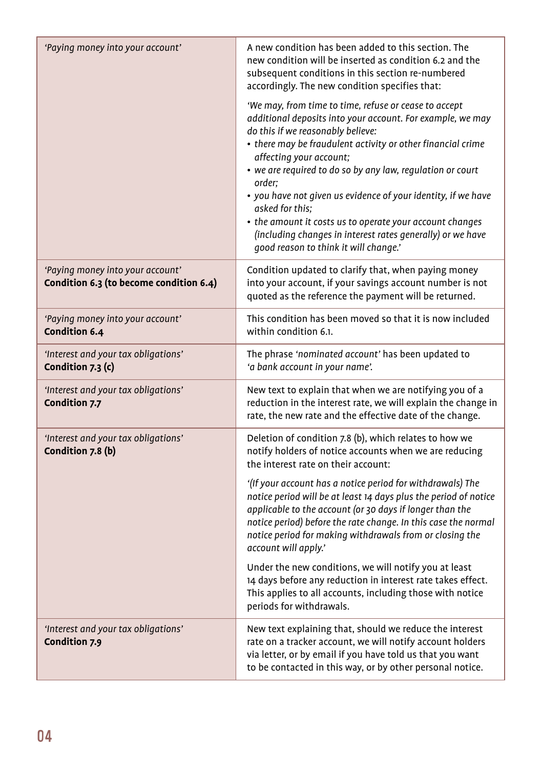| | |
|---|---|
| *'Paying money into your account'* | A new condition has been added to this section. The new condition will be inserted as condition 6.2 and the subsequent conditions in this section re-numbered accordingly. The new condition specifies that:<br><br>*'We may, from time to time, refuse or cease to accept additional deposits into your account. For example, we may do this if we reasonably believe:*<br>• *there may be fraudulent activity or other financial crime affecting your account;*<br>• *we are required to do so by any law, regulation or court order;*<br>• *you have not given us evidence of your identity, if we have asked for this;*<br>• *the amount it costs us to operate your account changes (including changes in interest rates generally) or we have good reason to think it will change.'* |
| *'Paying money into your account'*<br>**Condition 6.3 (to become condition 6.4)** | Condition updated to clarify that, when paying money into your account, if your savings account number is not quoted as the reference the payment will be returned. |
| *'Paying money into your account'*<br>**Condition 6.4** | This condition has been moved so that it is now included within condition 6.1. |
| *'Interest and your tax obligations'*<br>**Condition 7.3 (c)** | The phrase *'nominated account'* has been updated to *'a bank account in your name'.* |
| *'Interest and your tax obligations'*<br>**Condition 7.7** | New text to explain that when we are notifying you of a reduction in the interest rate, we will explain the change in rate, the new rate and the effective date of the change. |
| *'Interest and your tax obligations'*<br>**Condition 7.8 (b)** | Deletion of condition 7.8 (b), which relates to how we notify holders of notice accounts when we are reducing the interest rate on their account:<br><br>*'(If your account has a notice period for withdrawals) The notice period will be at least 14 days plus the period of notice applicable to the account (or 30 days if longer than the notice period) before the rate change. In this case the normal notice period for making withdrawals from or closing the account will apply.'*<br><br>Under the new conditions, we will notify you at least 14 days before any reduction in interest rate takes effect. This applies to all accounts, including those with notice periods for withdrawals. |
| *'Interest and your tax obligations'*<br>**Condition 7.9** | New text explaining that, should we reduce the interest rate on a tracker account, we will notify account holders via letter, or by email if you have told us that you want to be contacted in this way, or by other personal notice. |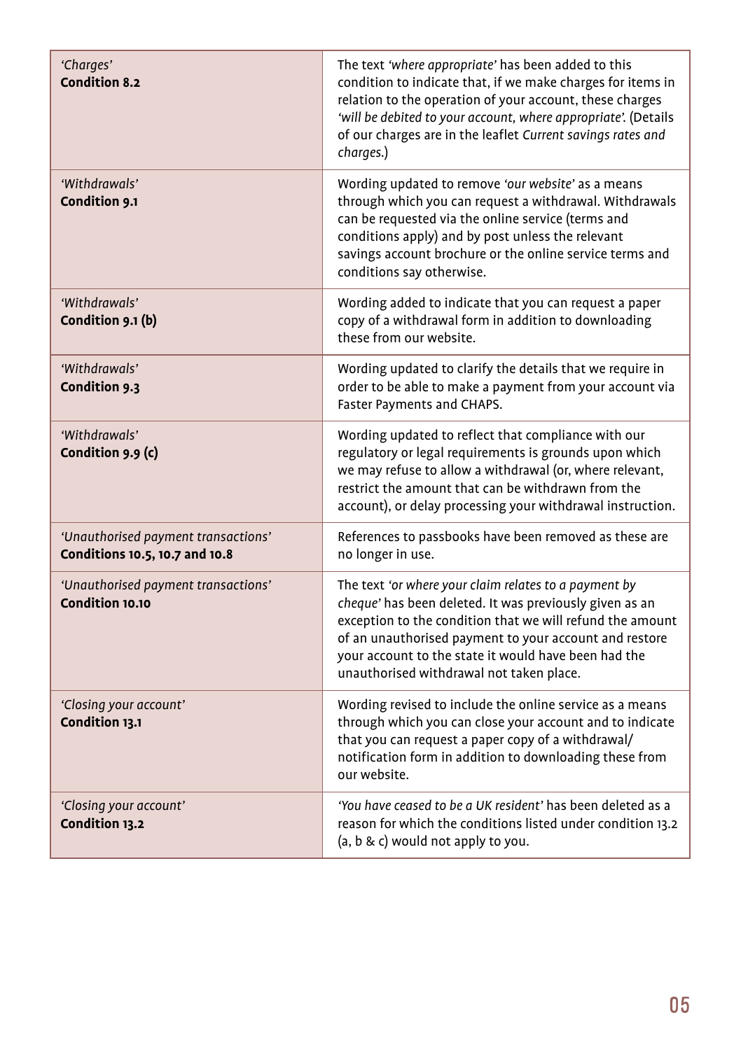| | |
|---|---|
| *'Charges'* **Condition 8.2** | The text *'where appropriate'* has been added to this condition to indicate that, if we make charges for items in relation to the operation of your account, these charges *'will be debited to your account, where appropriate'*. (Details of our charges are in the leaflet *Current savings rates and charges*.) |
| *'Withdrawals'* **Condition 9.1** | Wording updated to remove *'our website'* as a means through which you can request a withdrawal. Withdrawals can be requested via the online service (terms and conditions apply) and by post unless the relevant savings account brochure or the online service terms and conditions say otherwise. |
| *'Withdrawals'* **Condition 9.1 (b)** | Wording added to indicate that you can request a paper copy of a withdrawal form in addition to downloading these from our website. |
| *'Withdrawals'* **Condition 9.3** | Wording updated to clarify the details that we require in order to be able to make a payment from your account via Faster Payments and CHAPS. |
| *'Withdrawals'* **Condition 9.9 (c)** | Wording updated to reflect that compliance with our regulatory or legal requirements is grounds upon which we may refuse to allow a withdrawal (or, where relevant, restrict the amount that can be withdrawn from the account), or delay processing your withdrawal instruction. |
| *'Unauthorised payment transactions'* **Conditions 10.5, 10.7 and 10.8** | References to passbooks have been removed as these are no longer in use. |
| *'Unauthorised payment transactions'* **Condition 10.10** | The text *'or where your claim relates to a payment by cheque'* has been deleted. It was previously given as an exception to the condition that we will refund the amount of an unauthorised payment to your account and restore your account to the state it would have been had the unauthorised withdrawal not taken place. |
| *'Closing your account'* **Condition 13.1** | Wording revised to include the online service as a means through which you can close your account and to indicate that you can request a paper copy of a withdrawal/notification form in addition to downloading these from our website. |
| *'Closing your account'* **Condition 13.2** | *'You have ceased to be a UK resident'* has been deleted as a reason for which the conditions listed under condition 13.2 (a, b & c) would not apply to you. |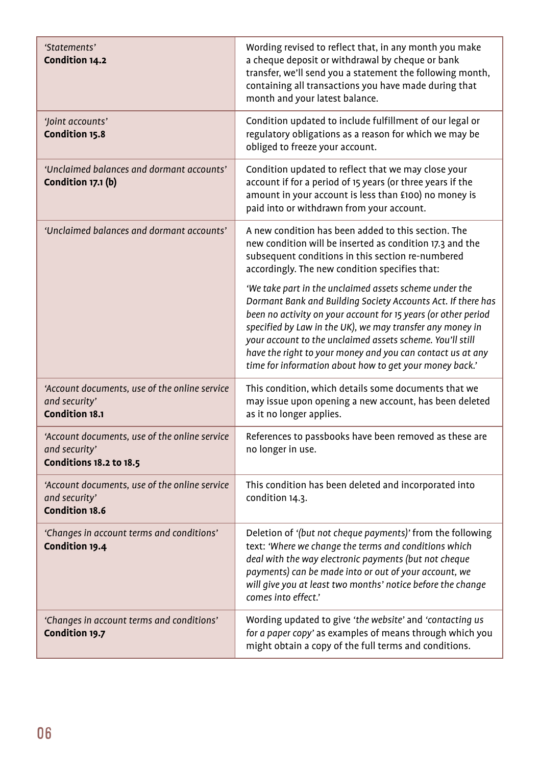| | |
|---|---|
| *'Statements'* **Condition 14.2** | Wording revised to reflect that, in any month you make a cheque deposit or withdrawal by cheque or bank transfer, we'll send you a statement the following month, containing all transactions you have made during that month and your latest balance. |
| *'Joint accounts'* **Condition 15.8** | Condition updated to include fulfillment of our legal or regulatory obligations as a reason for which we may be obliged to freeze your account. |
| *'Unclaimed balances and dormant accounts'* **Condition 17.1 (b)** | Condition updated to reflect that we may close your account if for a period of 15 years (or three years if the amount in your account is less than £100) no money is paid into or withdrawn from your account. |
| *'Unclaimed balances and dormant accounts'* | A new condition has been added to this section. The new condition will be inserted as condition 17.3 and the subsequent conditions in this section re-numbered accordingly. The new condition specifies that: *'We take part in the unclaimed assets scheme under the Dormant Bank and Building Society Accounts Act. If there has been no activity on your account for 15 years (or other period specified by Law in the UK), we may transfer any money in your account to the unclaimed assets scheme. You'll still have the right to your money and you can contact us at any time for information about how to get your money back.'* |
| *'Account documents, use of the online service and security'* **Condition 18.1** | This condition, which details some documents that we may issue upon opening a new account, has been deleted as it no longer applies. |
| *'Account documents, use of the online service and security'* **Conditions 18.2 to 18.5** | References to passbooks have been removed as these are no longer in use. |
| *'Account documents, use of the online service and security'* **Condition 18.6** | This condition has been deleted and incorporated into condition 14.3. |
| *'Changes in account terms and conditions'* **Condition 19.4** | Deletion of *'(but not cheque payments)'* from the following text: *'Where we change the terms and conditions which deal with the way electronic payments (but not cheque payments) can be made into or out of your account, we will give you at least two months' notice before the change comes into effect.'* |
| *'Changes in account terms and conditions'* **Condition 19.7** | Wording updated to give *'the website'* and *'contacting us for a paper copy'* as examples of means through which you might obtain a copy of the full terms and conditions. |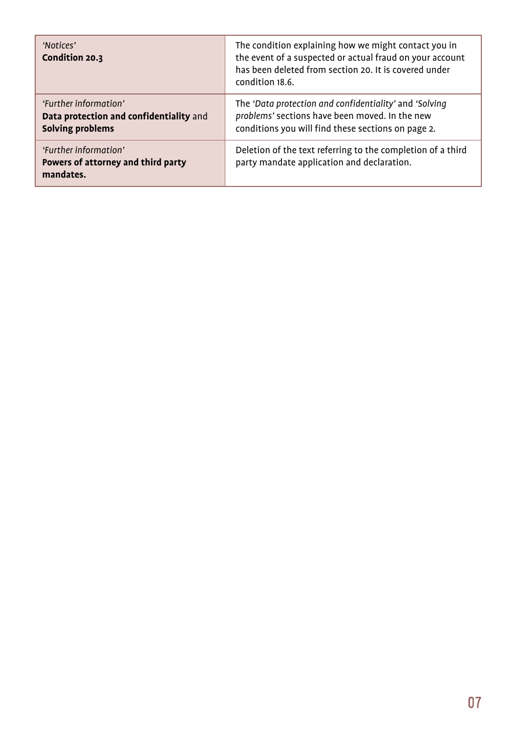| | |
|---|---|
| *'Notices'*<br>**Condition 20.3** | The condition explaining how we might contact you in the event of a suspected or actual fraud on your account has been deleted from section 20. It is covered under condition 18.6. |
| *'Further information'*<br>**Data protection and confidentiality** and **Solving problems** | The *'Data protection and confidentiality'* and *'Solving problems'* sections have been moved. In the new conditions you will find these sections on page 2. |
| *'Further information'*<br>**Powers of attorney and third party mandates.** | Deletion of the text referring to the completion of a third party mandate application and declaration. |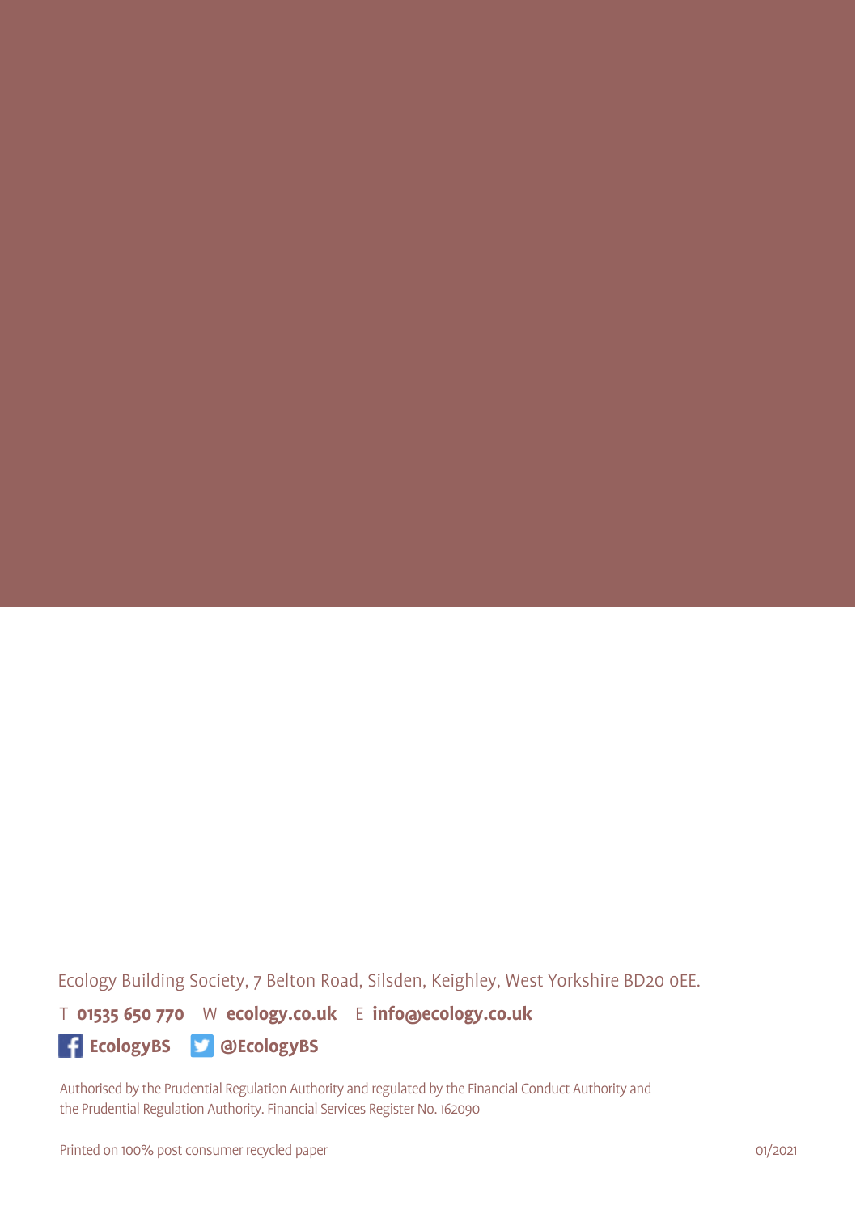Ecology Building Society, 7 Belton Road, Silsden, Keighley, West Yorkshire BD20 0EE.

T **01535 650 770** W **ecology.co.uk** E **info@ecology.co.uk**

**EcologyBS** **@EcologyBS**

Authorised by the Prudential Regulation Authority and regulated by the Financial Conduct Authority and the Prudential Regulation Authority. Financial Services Register No. 162090

Printed on 100% post consumer recycled paper

01/2021